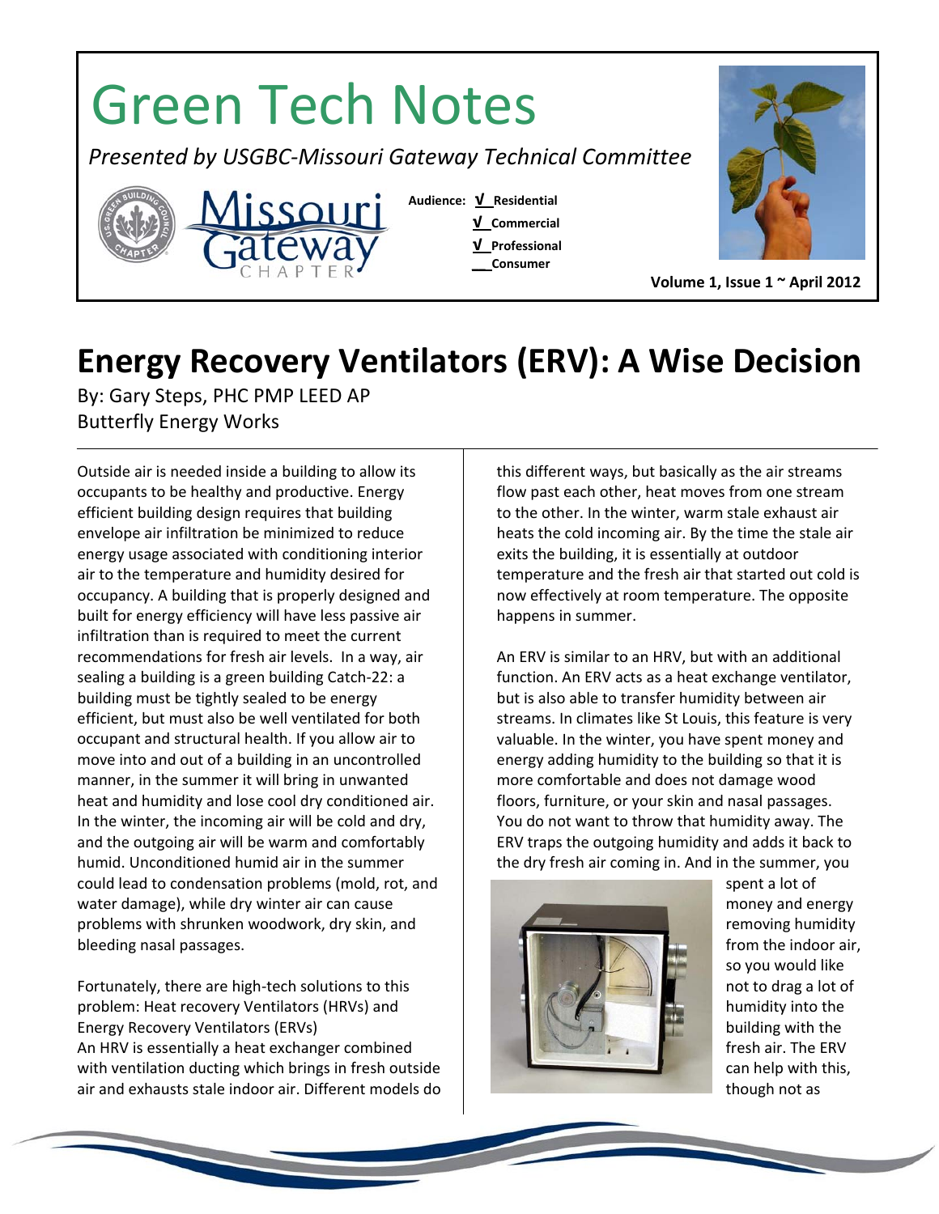# Green Tech Notes

*Presented by USGBC-Missouri Gateway Technical Committee*

Audience: √ Residential
√ Commercial
√ Professional
___Consumer

**Volume 1, Issue 1 ~ April 2012**

# Energy Recovery Ventilators (ERV): A Wise Decision

By: Gary Steps, PHC PMP LEED AP
Butterfly Energy Works

Outside air is needed inside a building to allow its occupants to be healthy and productive. Energy efficient building design requires that building envelope air infiltration be minimized to reduce energy usage associated with conditioning interior air to the temperature and humidity desired for occupancy. A building that is properly designed and built for energy efficiency will have less passive air infiltration than is required to meet the current recommendations for fresh air levels. In a way, air sealing a building is a green building Catch-22: a building must be tightly sealed to be energy efficient, but must also be well ventilated for both occupant and structural health. If you allow air to move into and out of a building in an uncontrolled manner, in the summer it will bring in unwanted heat and humidity and lose cool dry conditioned air. In the winter, the incoming air will be cold and dry, and the outgoing air will be warm and comfortably humid. Unconditioned humid air in the summer could lead to condensation problems (mold, rot, and water damage), while dry winter air can cause problems with shrunken woodwork, dry skin, and bleeding nasal passages.

Fortunately, there are high-tech solutions to this problem: Heat recovery Ventilators (HRVs) and Energy Recovery Ventilators (ERVs)
An HRV is essentially a heat exchanger combined with ventilation ducting which brings in fresh outside air and exhausts stale indoor air. Different models do this different ways, but basically as the air streams flow past each other, heat moves from one stream to the other. In the winter, warm stale exhaust air heats the cold incoming air. By the time the stale air exits the building, it is essentially at outdoor temperature and the fresh air that started out cold is now effectively at room temperature. The opposite happens in summer.

An ERV is similar to an HRV, but with an additional function. An ERV acts as a heat exchange ventilator, but is also able to transfer humidity between air streams. In climates like St Louis, this feature is very valuable. In the winter, you have spent money and energy adding humidity to the building so that it is more comfortable and does not damage wood floors, furniture, or your skin and nasal passages. You do not want to throw that humidity away. The ERV traps the outgoing humidity and adds it back to the dry fresh air coming in. And in the summer, you spent a lot of money and energy removing humidity from the indoor air, so you would like not to drag a lot of humidity into the building with the fresh air. The ERV can help with this, though not as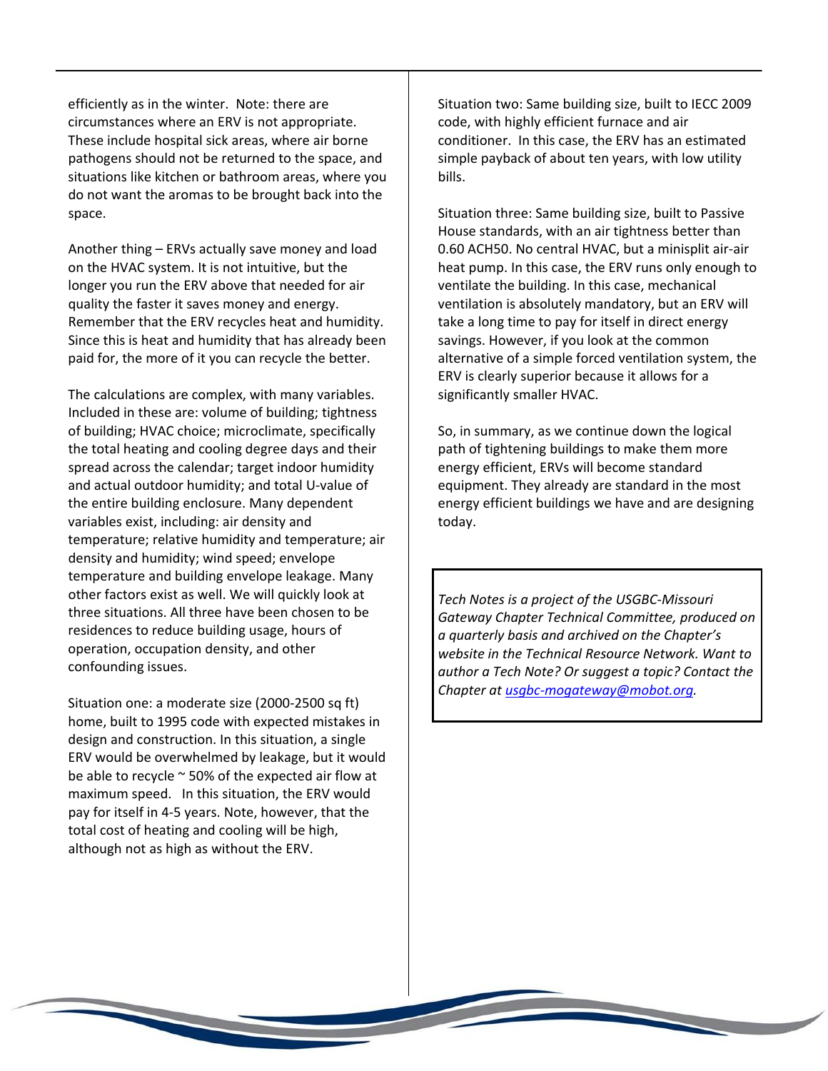efficiently as in the winter. Note: there are circumstances where an ERV is not appropriate. These include hospital sick areas, where air borne pathogens should not be returned to the space, and situations like kitchen or bathroom areas, where you do not want the aromas to be brought back into the space.

Another thing – ERVs actually save money and load on the HVAC system. It is not intuitive, but the longer you run the ERV above that needed for air quality the faster it saves money and energy. Remember that the ERV recycles heat and humidity. Since this is heat and humidity that has already been paid for, the more of it you can recycle the better.

The calculations are complex, with many variables. Included in these are: volume of building; tightness of building; HVAC choice; microclimate, specifically the total heating and cooling degree days and their spread across the calendar; target indoor humidity and actual outdoor humidity; and total U-value of the entire building enclosure. Many dependent variables exist, including: air density and temperature; relative humidity and temperature; air density and humidity; wind speed; envelope temperature and building envelope leakage. Many other factors exist as well. We will quickly look at three situations. All three have been chosen to be residences to reduce building usage, hours of operation, occupation density, and other confounding issues.

Situation one: a moderate size (2000-2500 sq ft) home, built to 1995 code with expected mistakes in design and construction. In this situation, a single ERV would be overwhelmed by leakage, but it would be able to recycle ~ 50% of the expected air flow at maximum speed. In this situation, the ERV would pay for itself in 4-5 years. Note, however, that the total cost of heating and cooling will be high, although not as high as without the ERV.

Situation two: Same building size, built to IECC 2009 code, with highly efficient furnace and air conditioner. In this case, the ERV has an estimated simple payback of about ten years, with low utility bills.

Situation three: Same building size, built to Passive House standards, with an air tightness better than 0.60 ACH50. No central HVAC, but a minisplit air-air heat pump. In this case, the ERV runs only enough to ventilate the building. In this case, mechanical ventilation is absolutely mandatory, but an ERV will take a long time to pay for itself in direct energy savings. However, if you look at the common alternative of a simple forced ventilation system, the ERV is clearly superior because it allows for a significantly smaller HVAC.

So, in summary, as we continue down the logical path of tightening buildings to make them more energy efficient, ERVs will become standard equipment. They already are standard in the most energy efficient buildings we have and are designing today.

*Tech Notes is a project of the USGBC-Missouri Gateway Chapter Technical Committee, produced on a quarterly basis and archived on the Chapter's website in the Technical Resource Network. Want to author a Tech Note? Or suggest a topic? Contact the Chapter at usgbc-mogateway@mobot.org.*